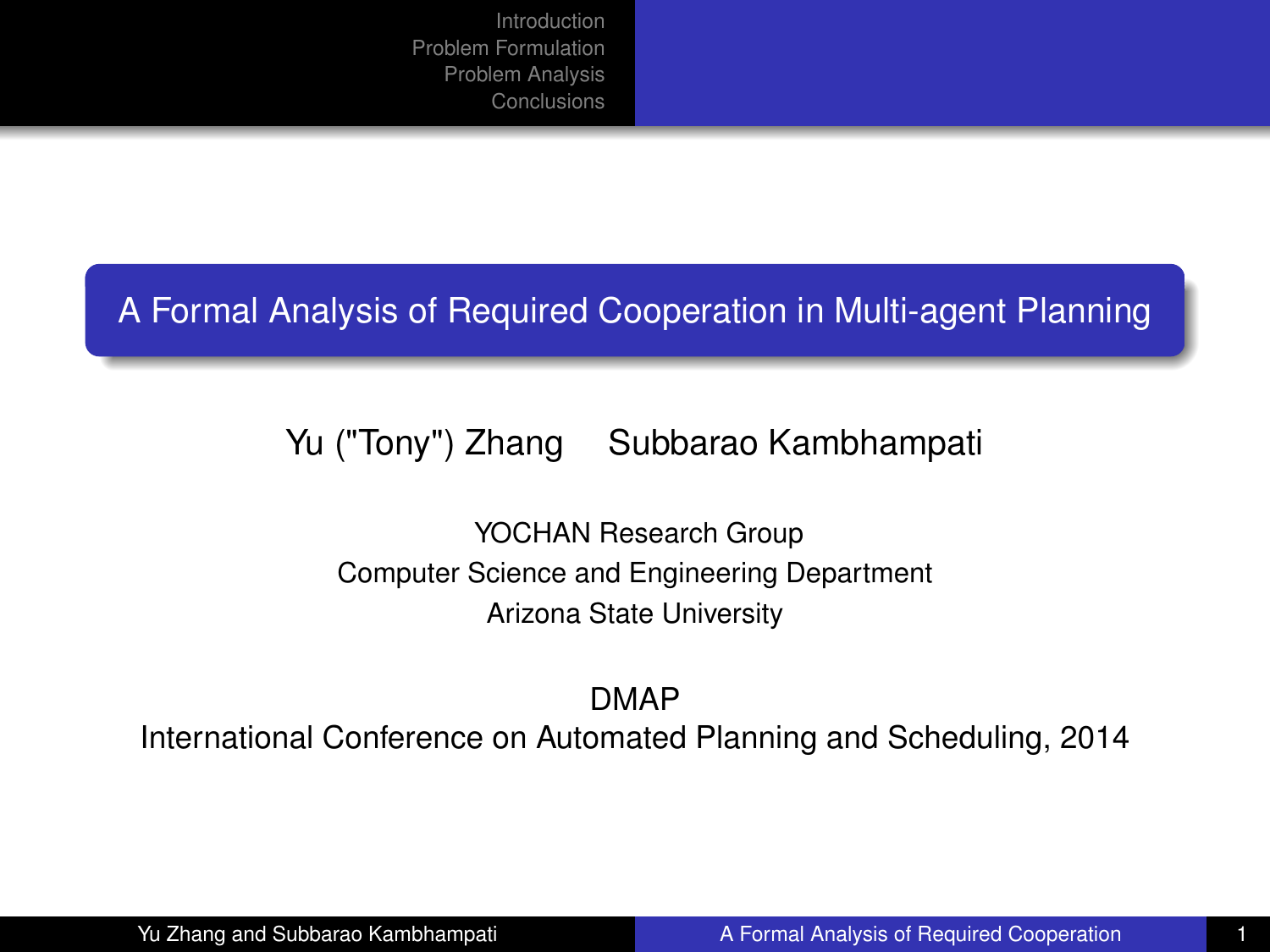# A Formal Analysis of Required Cooperation in Multi-agent Planning

Yu ("Tony") Zhang    Subbarao Kambhampati

YOCHAN Research Group
Computer Science and Engineering Department
Arizona State University

DMAP
International Conference on Automated Planning and Scheduling, 2014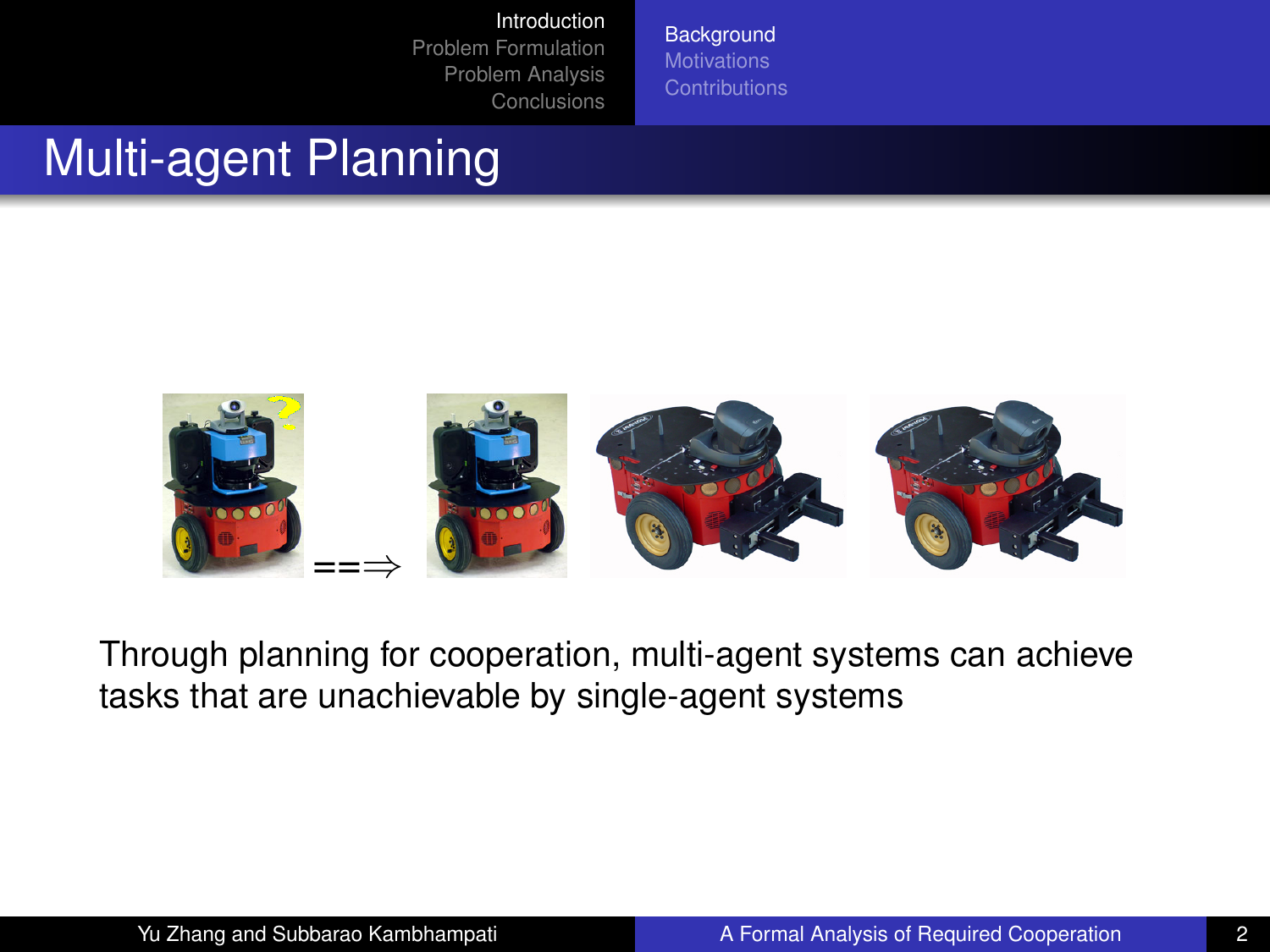# Multi-agent Planning

Through planning for cooperation, multi-agent systems can achieve tasks that are unachievable by single-agent systems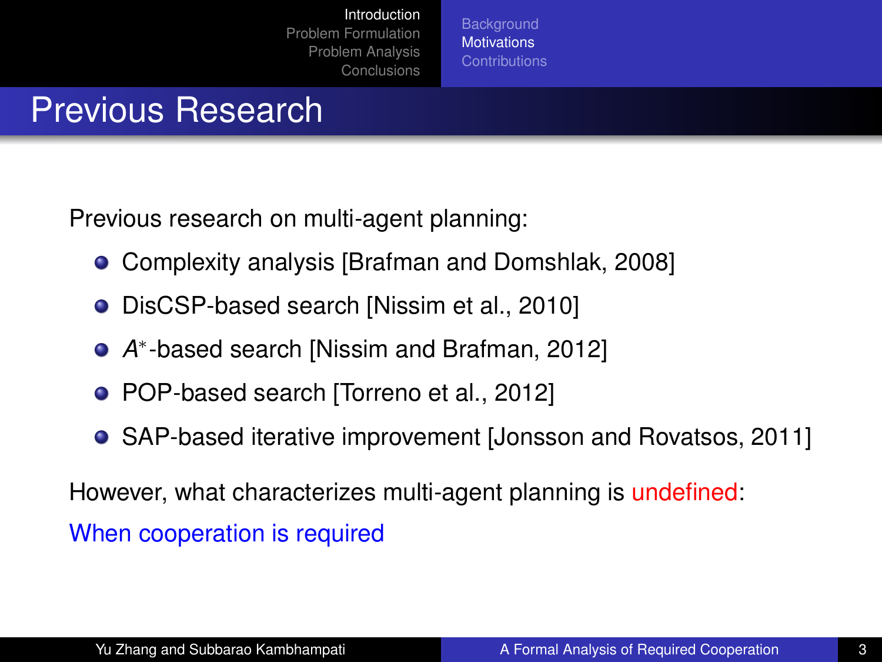# Previous Research

Previous research on multi-agent planning:

- Complexity analysis [Brafman and Domshlak, 2008]
- DisCSP-based search [Nissim et al., 2010]
- $A^*$-based search [Nissim and Brafman, 2012]
- POP-based search [Torreno et al., 2012]
- SAP-based iterative improvement [Jonsson and Rovatsos, 2011]

However, what characterizes multi-agent planning is undefined:

When cooperation is required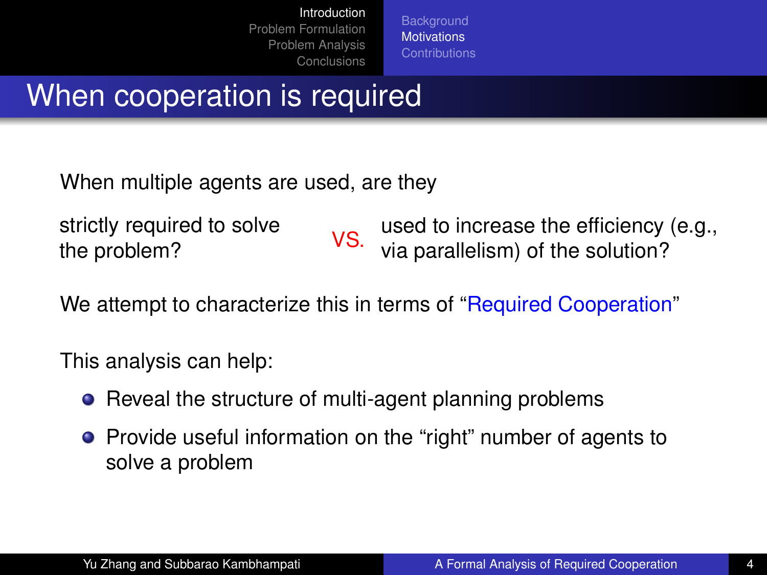# When cooperation is required

When multiple agents are used, are they

strictly required to solve the problem? VS. used to increase the efficiency (e.g., via parallelism) of the solution?

We attempt to characterize this in terms of "Required Cooperation"

This analysis can help:

- Reveal the structure of multi-agent planning problems
- Provide useful information on the "right" number of agents to solve a problem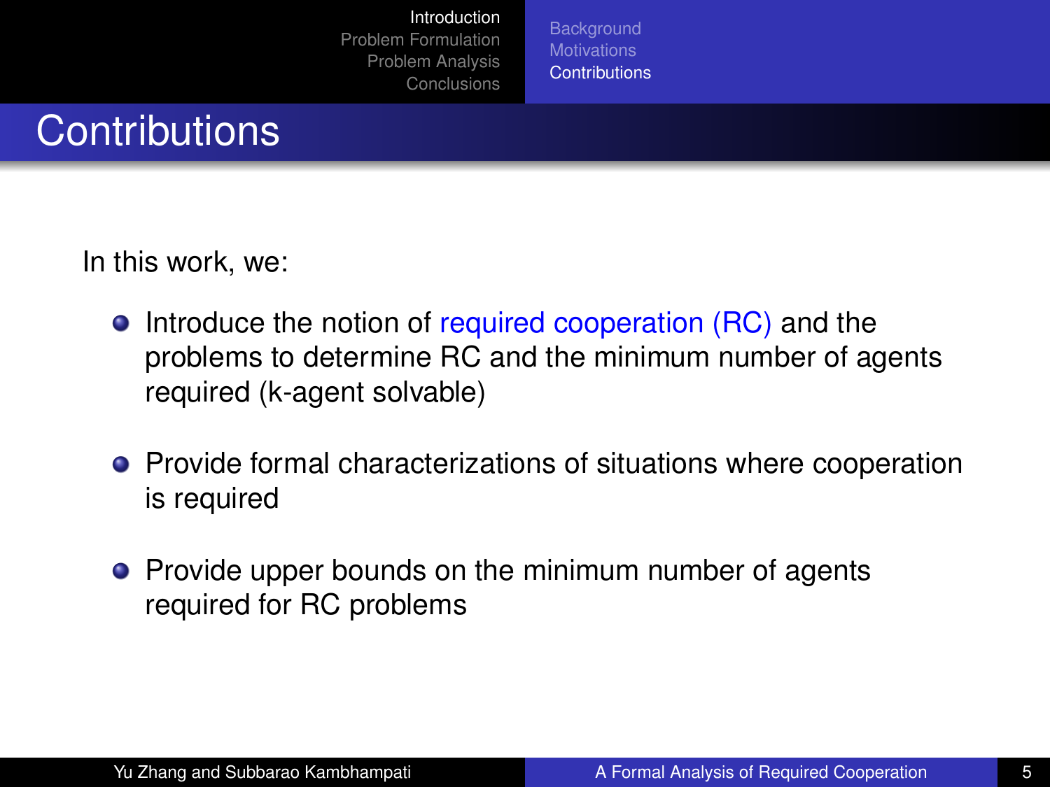# Contributions

In this work, we:

- Introduce the notion of required cooperation (RC) and the problems to determine RC and the minimum number of agents required (k-agent solvable)
- Provide formal characterizations of situations where cooperation is required
- Provide upper bounds on the minimum number of agents required for RC problems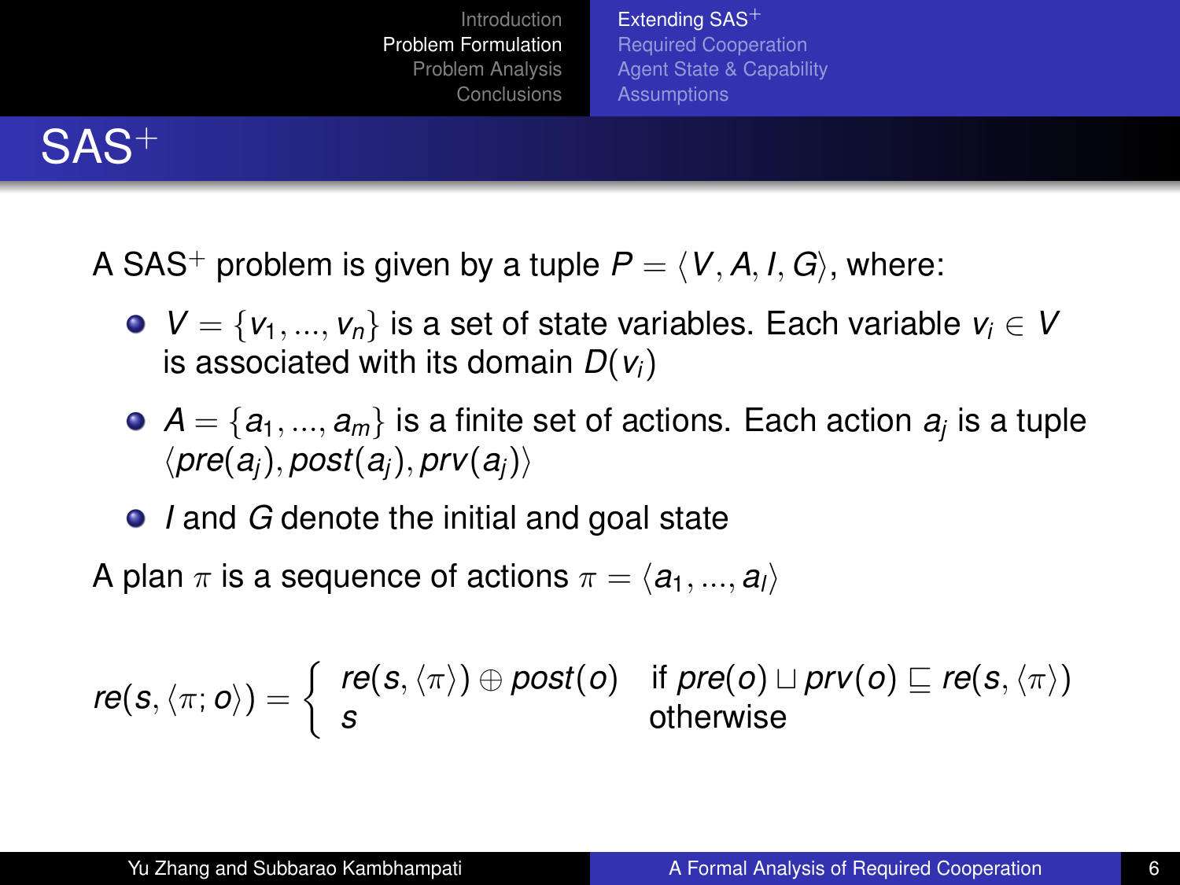# $SAS^+$

A $SAS^+$ problem is given by a tuple $P = \langle V, A, I, G \rangle$, where:

- $V = \{v_1, ..., v_n\}$ is a set of state variables. Each variable $v_i \in V$ is associated with its domain $D(v_i)$
- $A = \{a_1, ..., a_m\}$ is a finite set of actions. Each action $a_j$ is a tuple $\langle pre(a_j), post(a_j), prv(a_j) \rangle$
- $I$ and $G$ denote the initial and goal state

A plan $\pi$ is a sequence of actions $\pi = \langle a_1, ..., a_l \rangle$

$$re(s, \langle \pi; o \rangle) = \begin{cases} re(s, \langle \pi \rangle) \oplus post(o) & \text{if } pre(o) \sqcup prv(o) \sqsubseteq re(s, \langle \pi \rangle) \\ s & \text{otherwise} \end{cases}$$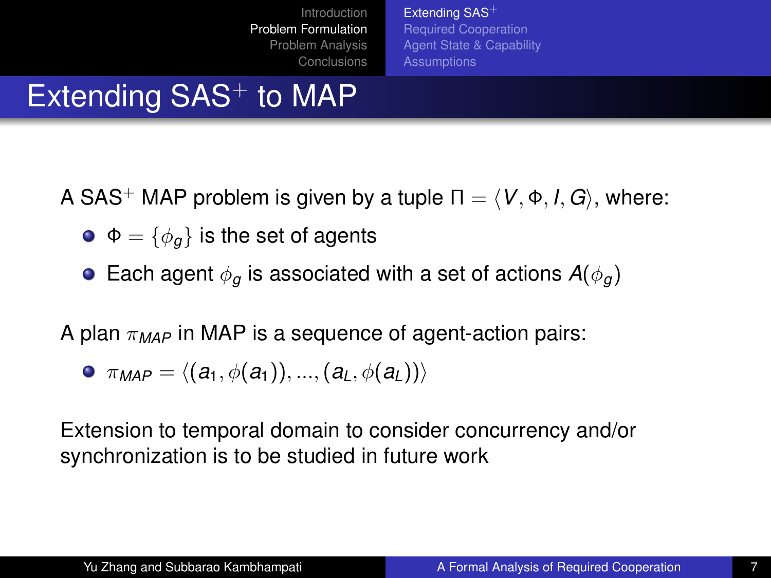# Extending SAS$^+$ to MAP

A SAS$^+$ MAP problem is given by a tuple $\Pi = \langle V, \Phi, I, G \rangle$, where:

- $\Phi = \{\phi_g\}$ is the set of agents
- Each agent $\phi_g$ is associated with a set of actions $A(\phi_g)$

A plan $\pi_{MAP}$ in MAP is a sequence of agent-action pairs:

- $\pi_{MAP} = \langle (a_1, \phi(a_1)), ..., (a_L, \phi(a_L)) \rangle$

Extension to temporal domain to consider concurrency and/or synchronization is to be studied in future work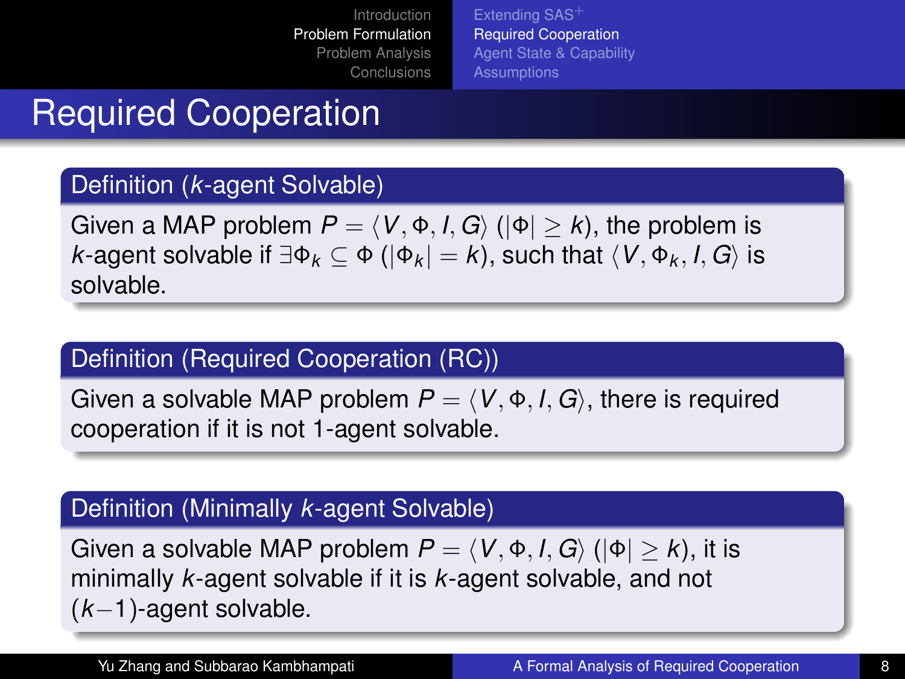# Required Cooperation

**Definition ($k$-agent Solvable)**

Given a MAP problem $P = \langle V, \Phi, I, G \rangle$ ($|\Phi| \geq k$), the problem is $k$-agent solvable if $\exists \Phi_k \subseteq \Phi$ ($|\Phi_k| = k$), such that $\langle V, \Phi_k, I, G \rangle$ is solvable.

**Definition (Required Cooperation (RC))**

Given a solvable MAP problem $P = \langle V, \Phi, I, G \rangle$, there is required cooperation if it is not 1-agent solvable.

**Definition (Minimally $k$-agent Solvable)**

Given a solvable MAP problem $P = \langle V, \Phi, I, G \rangle$ ($|\Phi| \geq k$), it is minimally $k$-agent solvable if it is $k$-agent solvable, and not ($k-1$)-agent solvable.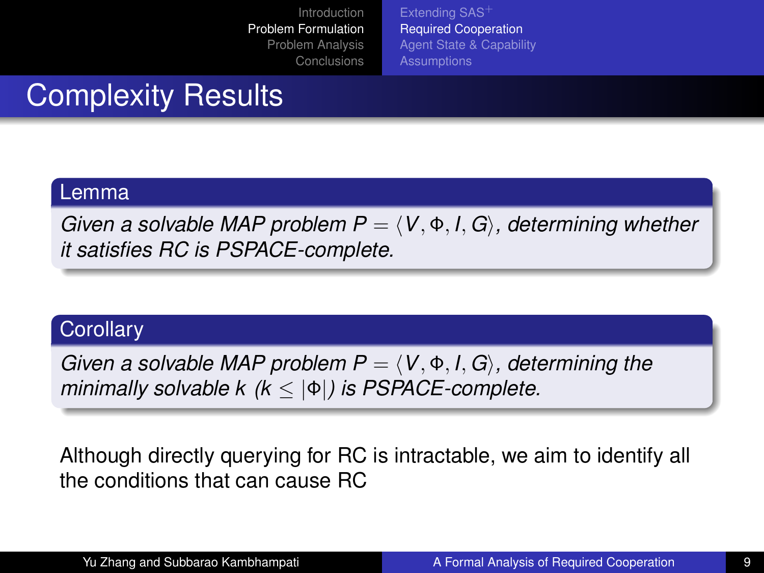# Complexity Results

**Lemma**

*Given a solvable MAP problem $P = \langle V, \Phi, I, G \rangle$, determining whether it satisfies RC is PSPACE-complete.*

**Corollary**

*Given a solvable MAP problem $P = \langle V, \Phi, I, G \rangle$, determining the minimally solvable k ($k \leq |\Phi|$) is PSPACE-complete.*

Although directly querying for RC is intractable, we aim to identify all the conditions that can cause RC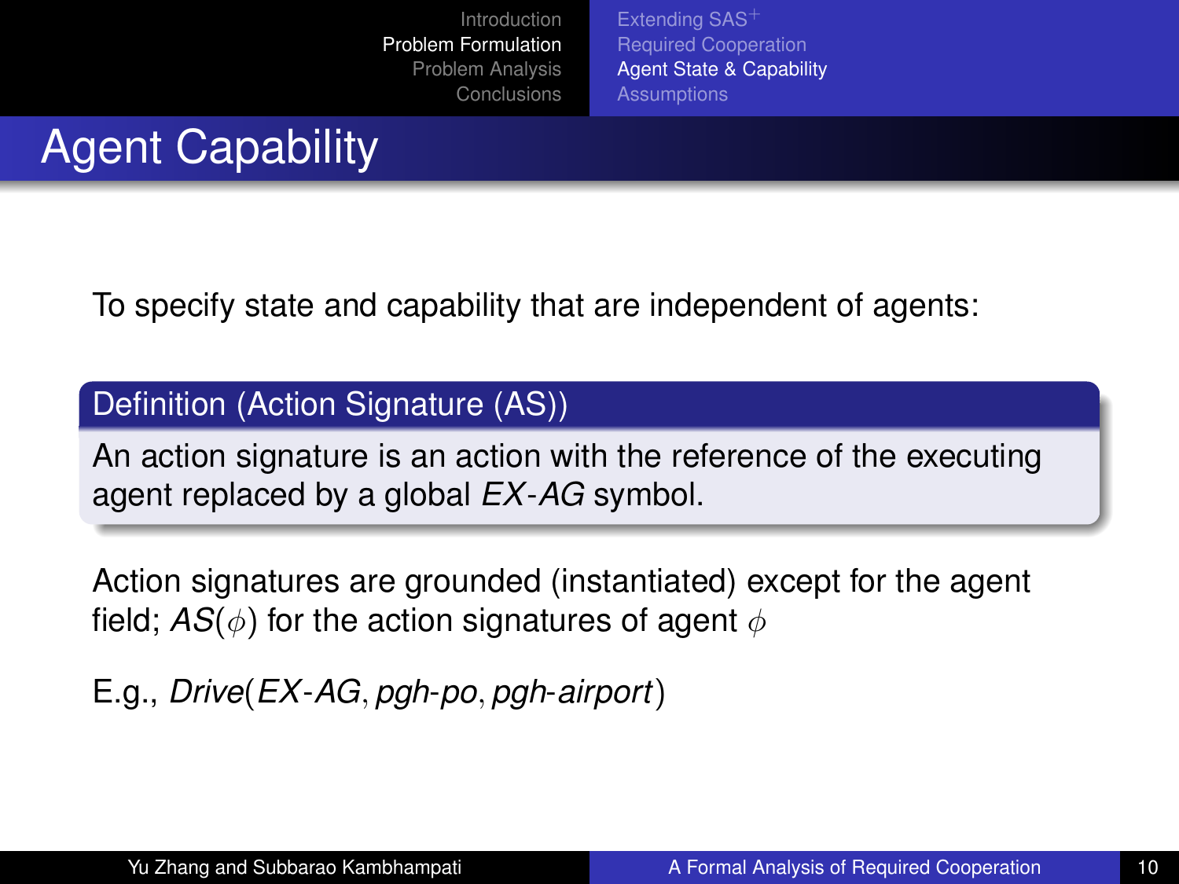# Agent Capability

To specify state and capability that are independent of agents:

**Definition (Action Signature (AS))**

An action signature is an action with the reference of the executing agent replaced by a global *EX-AG* symbol.

Action signatures are grounded (instantiated) except for the agent field; $AS(\phi)$ for the action signatures of agent $\phi$

E.g., *Drive*(*EX-AG*, *pgh-po*, *pgh-airport*)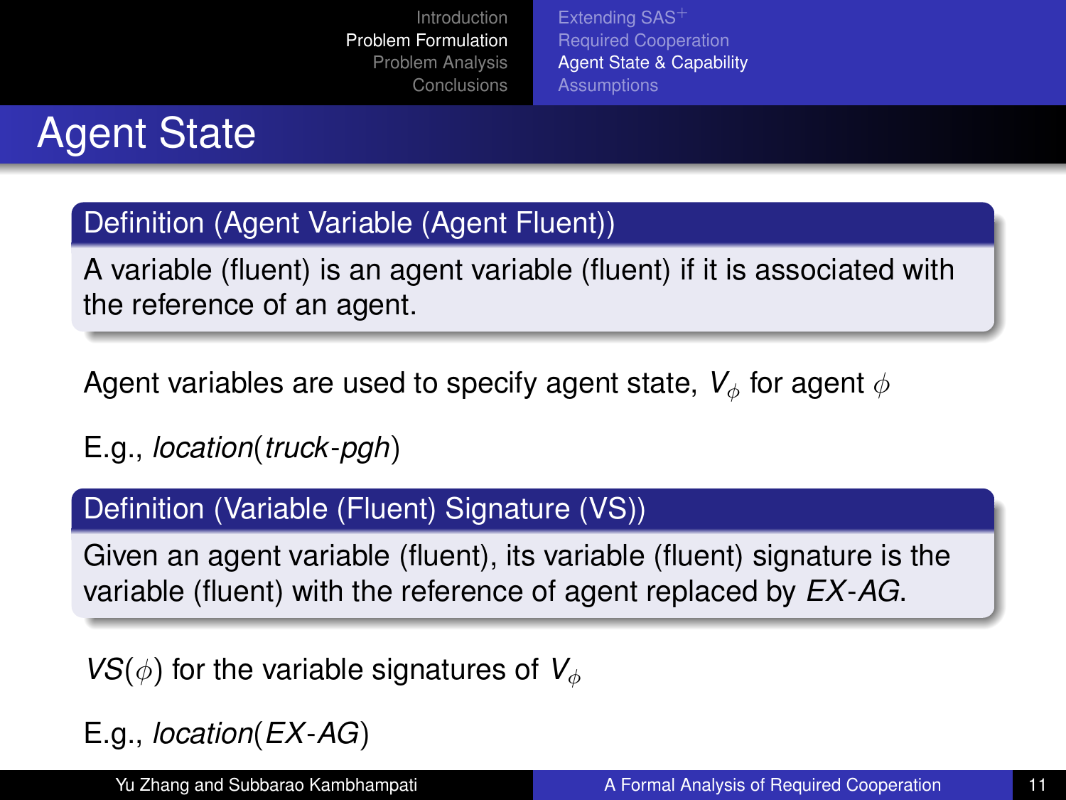# Agent State

**Definition (Agent Variable (Agent Fluent))**

A variable (fluent) is an agent variable (fluent) if it is associated with the reference of an agent.

Agent variables are used to specify agent state, $V_\phi$ for agent $\phi$

E.g., *location*(*truck-pgh*)

**Definition (Variable (Fluent) Signature (VS))**

Given an agent variable (fluent), its variable (fluent) signature is the variable (fluent) with the reference of agent replaced by *EX-AG*.

$VS(\phi)$ for the variable signatures of $V_\phi$

E.g., *location*(*EX-AG*)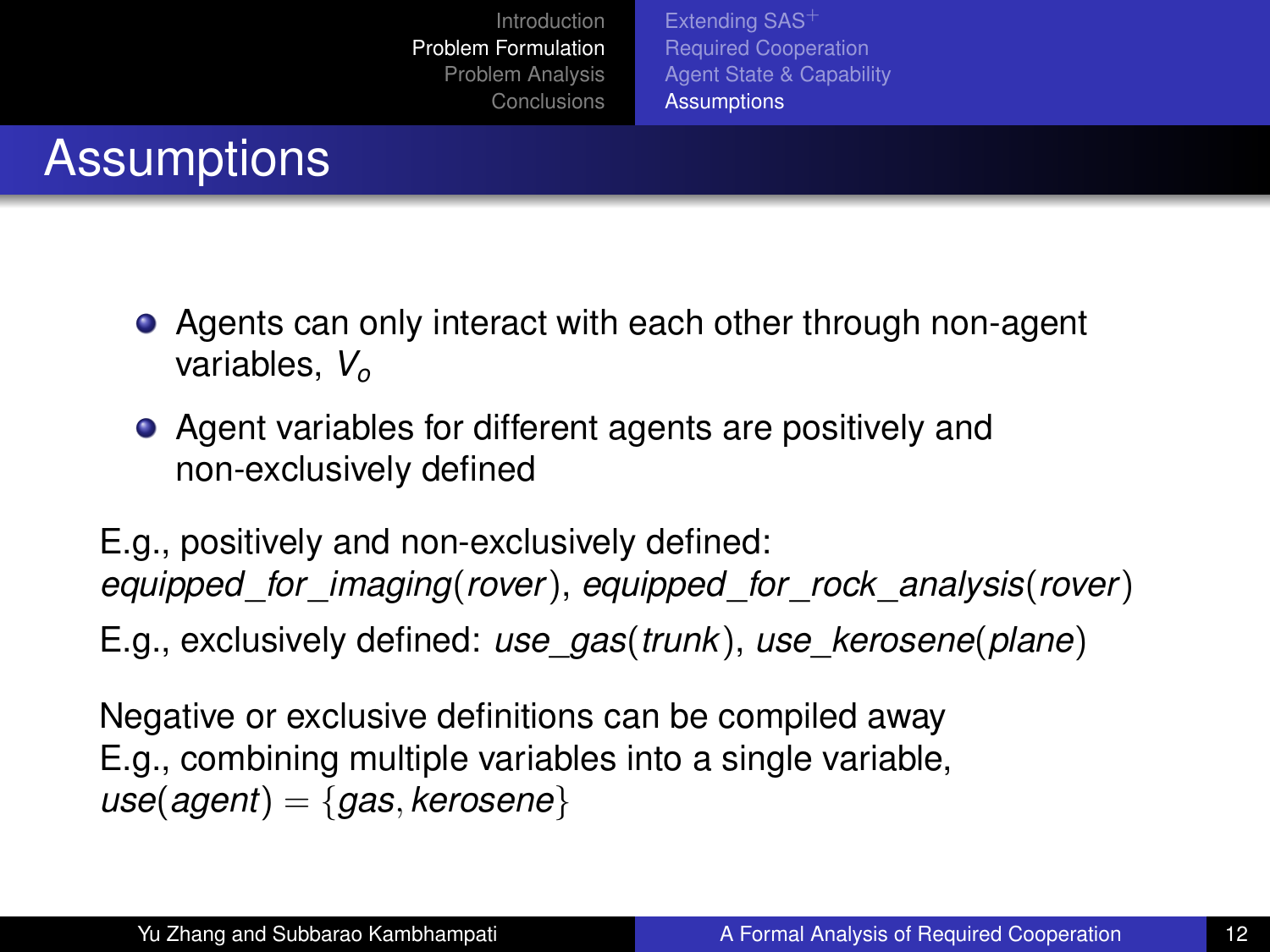# Assumptions

- Agents can only interact with each other through non-agent variables, $V_o$
- Agent variables for different agents are positively and non-exclusively defined

E.g., positively and non-exclusively defined: $equipped\_for\_imaging(rover)$, $equipped\_for\_rock\_analysis(rover)$

E.g., exclusively defined: $use\_gas(trunk)$, $use\_kerosene(plane)$

Negative or exclusive definitions can be compiled away
E.g., combining multiple variables into a single variable, $use(agent) = \{gas, kerosene\}$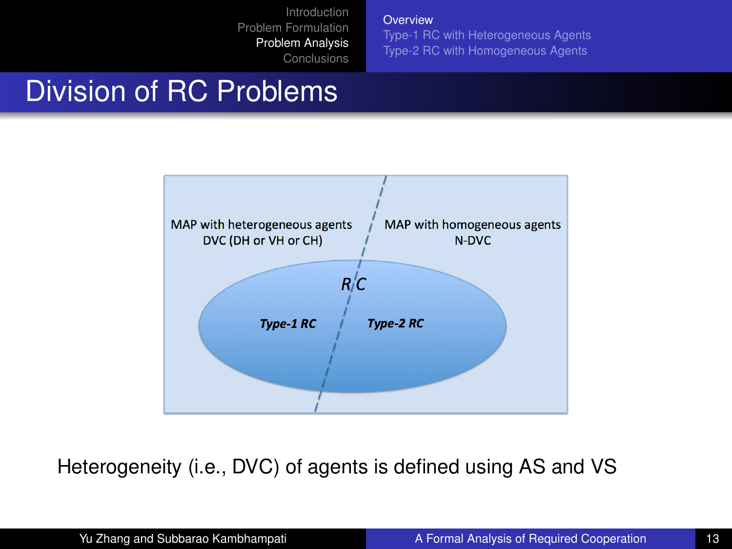# Division of RC Problems

MAP with heterogeneous agents
DVC (DH or VH or CH)

MAP with homogeneous agents
N-DVC

RC

*Type-1 RC*

*Type-2 RC*

Heterogeneity (i.e., DVC) of agents is defined using AS and VS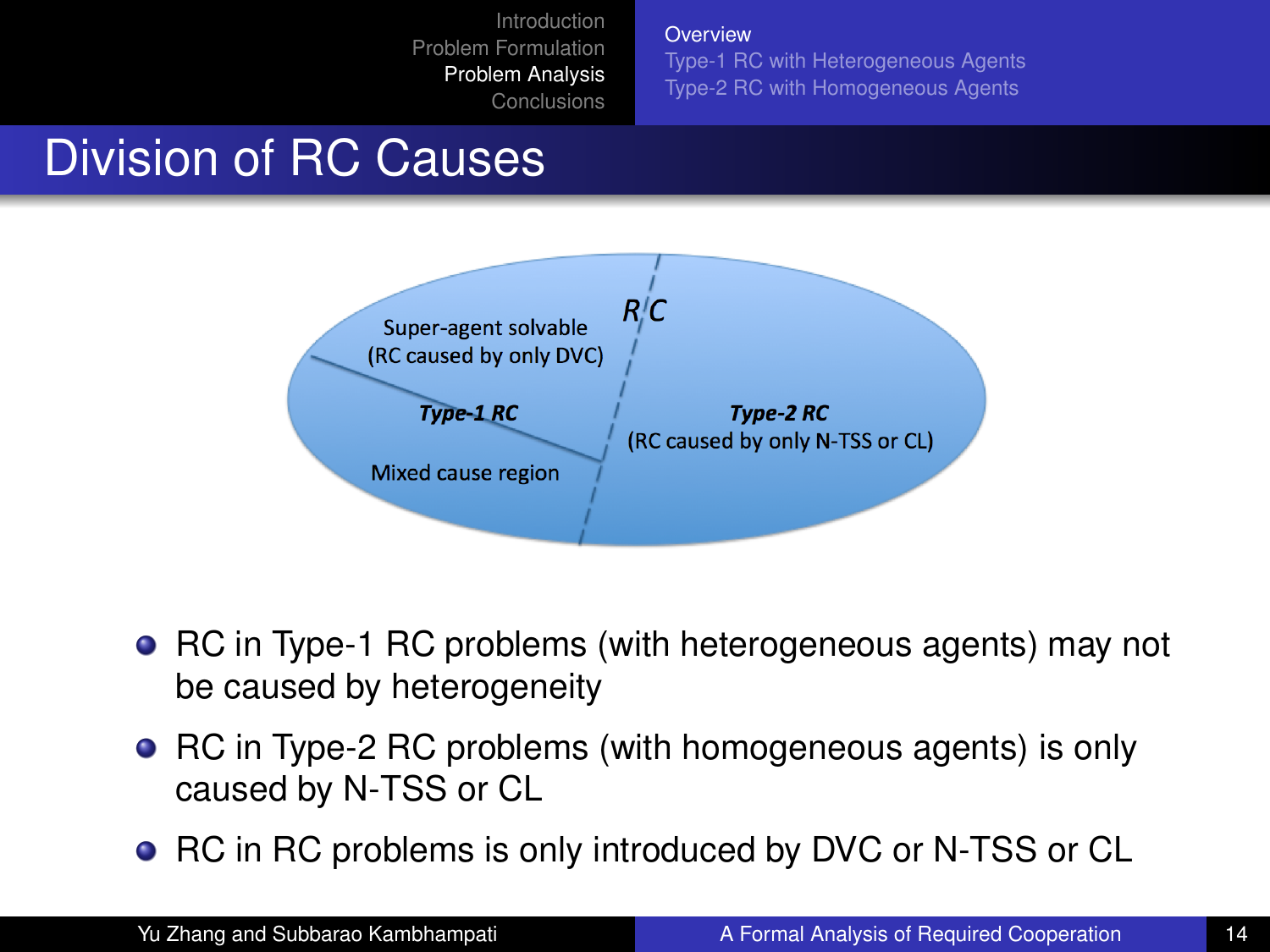# Division of RC Causes

RC

Super-agent solvable (RC caused by only DVC)

***Type-1 RC***

Mixed cause region

***Type-2 RC*** (RC caused by only N-TSS or CL)

- RC in Type-1 RC problems (with heterogeneous agents) may not be caused by heterogeneity
- RC in Type-2 RC problems (with homogeneous agents) is only caused by N-TSS or CL
- RC in RC problems is only introduced by DVC or N-TSS or CL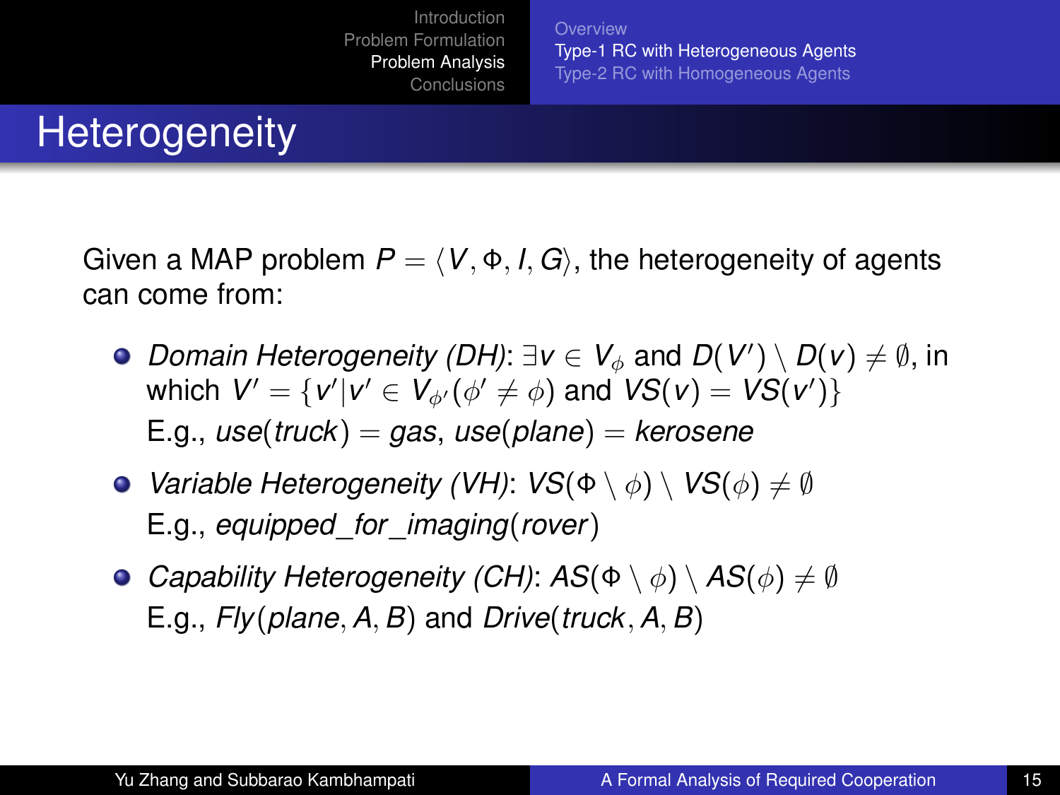# Heterogeneity

Given a MAP problem $P = \langle V, \Phi, I, G \rangle$, the heterogeneity of agents can come from:

- *Domain Heterogeneity (DH)*: $\exists v \in V_\phi$ and $D(V') \setminus D(v) \neq \emptyset$, in which $V' = \{v' | v' \in V_{\phi'} (\phi' \neq \phi)$ and $VS(v) = VS(v')\}$
  E.g., $use(truck) = gas$, $use(plane) = kerosene$
- *Variable Heterogeneity (VH)*: $VS(\Phi \setminus \phi) \setminus VS(\phi) \neq \emptyset$
  E.g., $equipped\_for\_imaging(rover)$
- *Capability Heterogeneity (CH)*: $AS(\Phi \setminus \phi) \setminus AS(\phi) \neq \emptyset$
  E.g., $Fly(plane, A, B)$ and $Drive(truck, A, B)$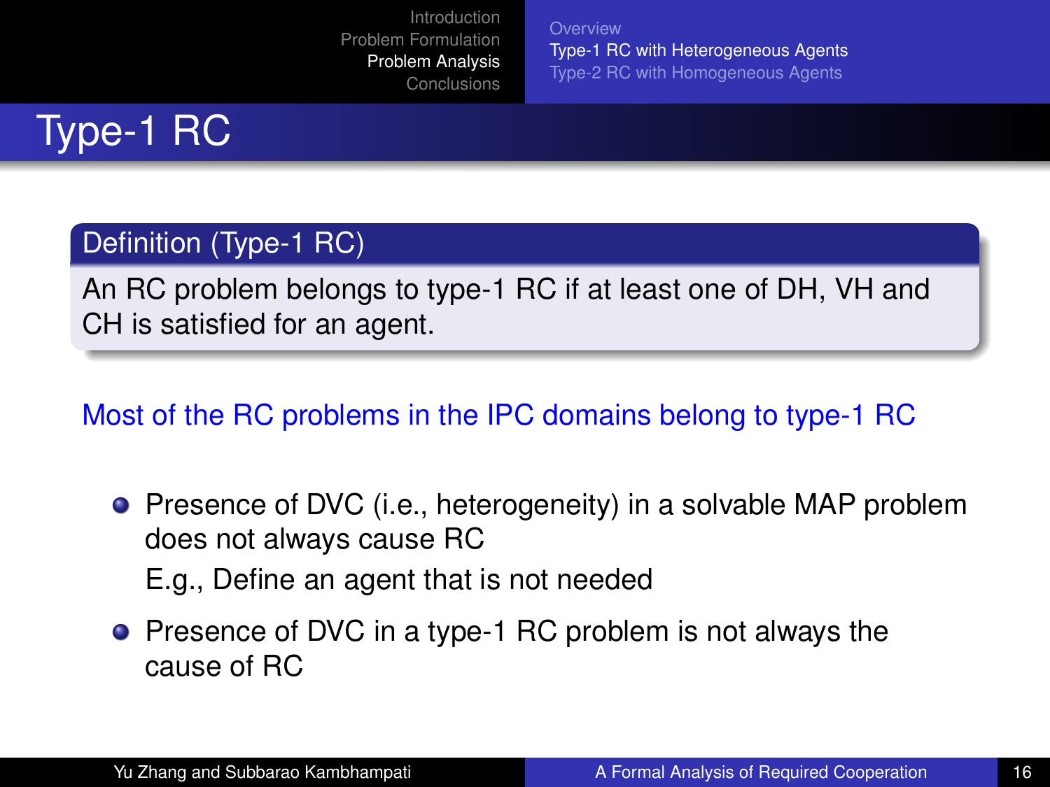# Type-1 RC

**Definition (Type-1 RC)**

An RC problem belongs to type-1 RC if at least one of DH, VH and CH is satisfied for an agent.

Most of the RC problems in the IPC domains belong to type-1 RC

- Presence of DVC (i.e., heterogeneity) in a solvable MAP problem does not always cause RC

  E.g., Define an agent that is not needed
- Presence of DVC in a type-1 RC problem is not always the cause of RC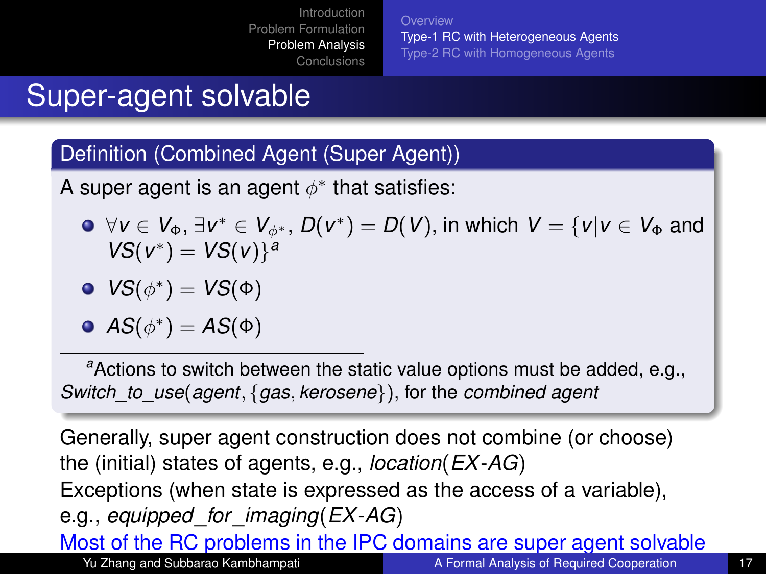# Super-agent solvable

**Definition (Combined Agent (Super Agent))**

A super agent is an agent $\phi^*$ that satisfies:

- $\forall v \in V_\Phi, \exists v^* \in V_{\phi^*}, D(v^*) = D(V)$, in which $V = \{v | v \in V_\Phi$ and $VS(v^*) = VS(v)\}$[a]
- $VS(\phi^*) = VS(\Phi)$
- $AS(\phi^*) = AS(\Phi)$

[a] Actions to switch between the static value options must be added, e.g., *Switch_to_use*(*agent*, {*gas*, *kerosene*}), for the *combined agent*

Generally, super agent construction does not combine (or choose) the (initial) states of agents, e.g., *location*(*EX-AG*)

Exceptions (when state is expressed as the access of a variable), e.g., *equipped_for_imaging*(*EX-AG*)

Most of the RC problems in the IPC domains are super agent solvable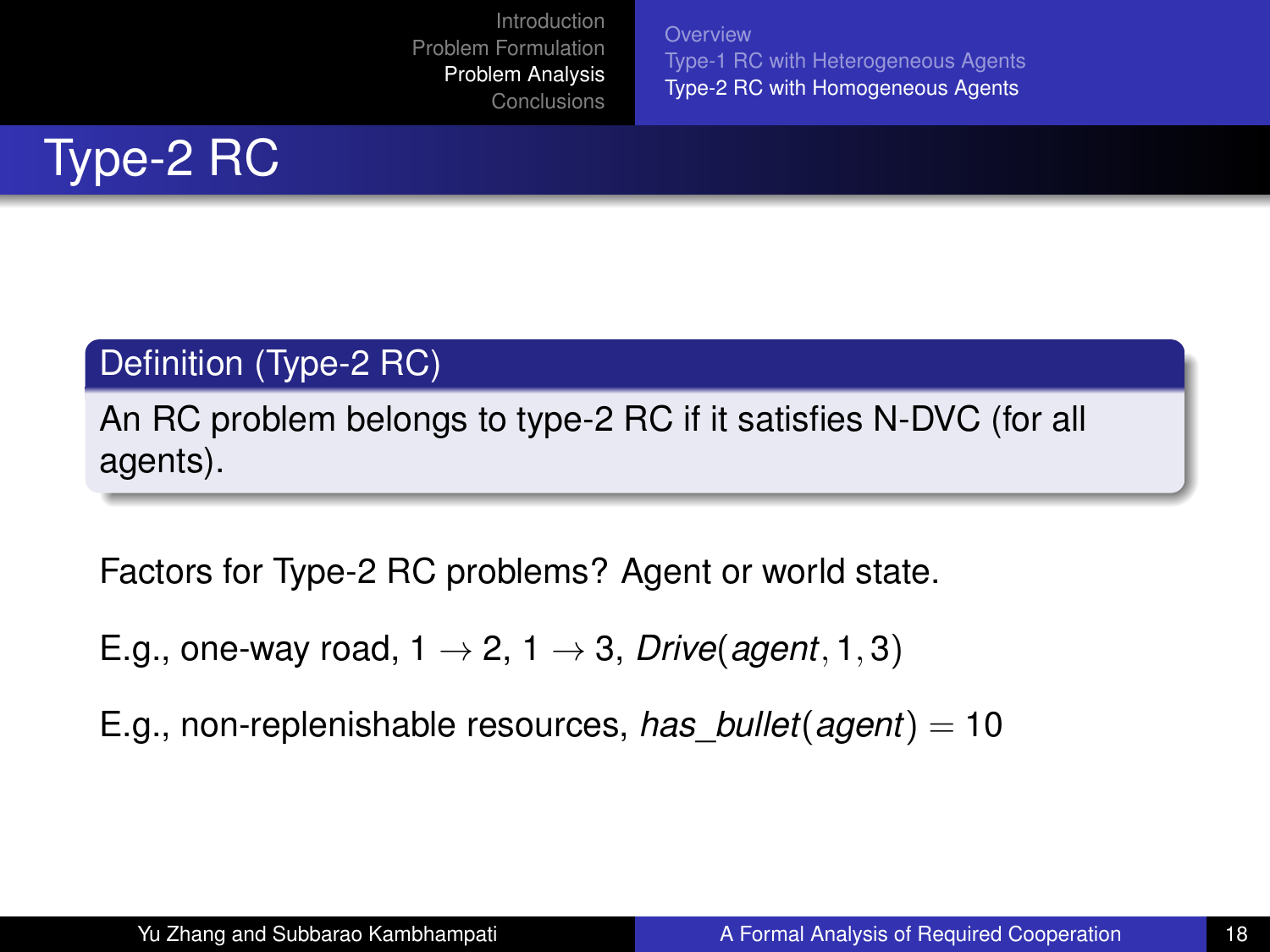# Type-2 RC

**Definition (Type-2 RC)**

An RC problem belongs to type-2 RC if it satisfies N-DVC (for all agents).

Factors for Type-2 RC problems? Agent or world state.

E.g., one-way road, $1 \rightarrow 2$, $1 \rightarrow 3$, $Drive(agent, 1, 3)$

E.g., non-replenishable resources, $has\_bullet(agent) = 10$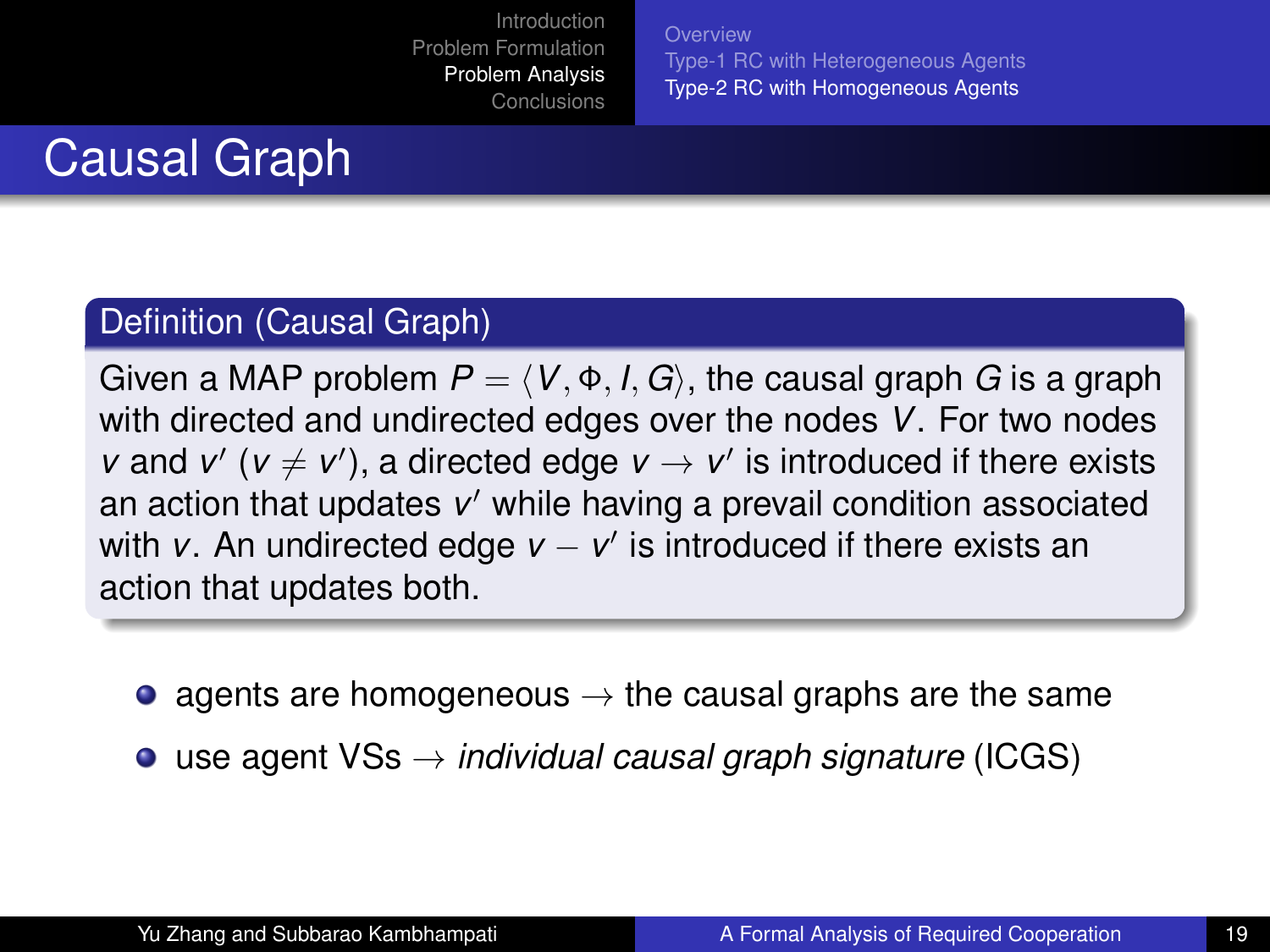# Causal Graph

**Definition (Causal Graph)**

Given a MAP problem $P = \langle V, \Phi, I, G \rangle$, the causal graph $G$ is a graph with directed and undirected edges over the nodes $V$. For two nodes $v$ and $v'$ ($v \neq v'$), a directed edge $v \rightarrow v'$ is introduced if there exists an action that updates $v'$ while having a prevail condition associated with $v$. An undirected edge $v - v'$ is introduced if there exists an action that updates both.

- agents are homogeneous $\rightarrow$ the causal graphs are the same
- use agent VSs $\rightarrow$ *individual causal graph signature* (ICGS)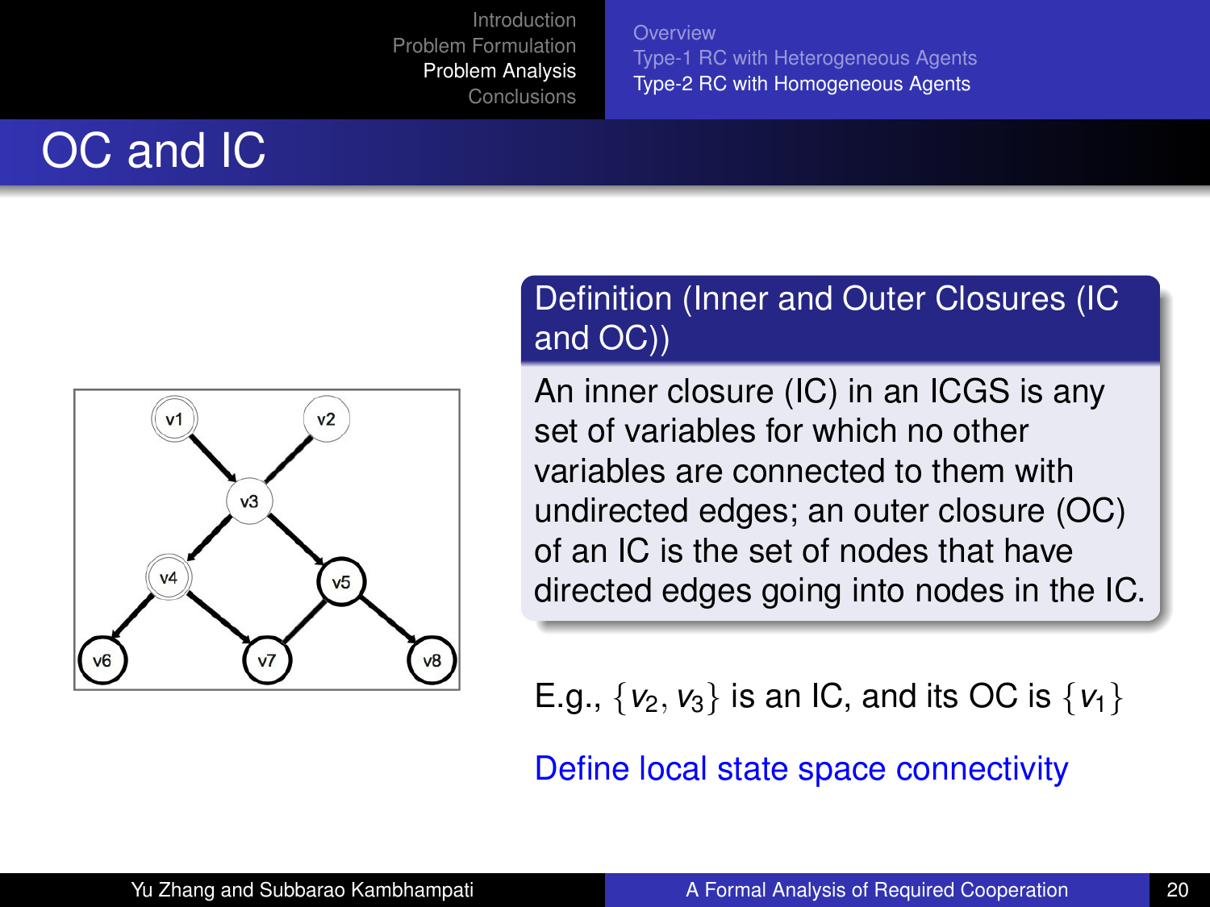# OC and IC

**Definition (Inner and Outer Closures (IC and OC))**

An inner closure (IC) in an ICGS is any set of variables for which no other variables are connected to them with undirected edges; an outer closure (OC) of an IC is the set of nodes that have directed edges going into nodes in the IC.

E.g., $\{v_2, v_3\}$ is an IC, and its OC is $\{v_1\}$

Define local state space connectivity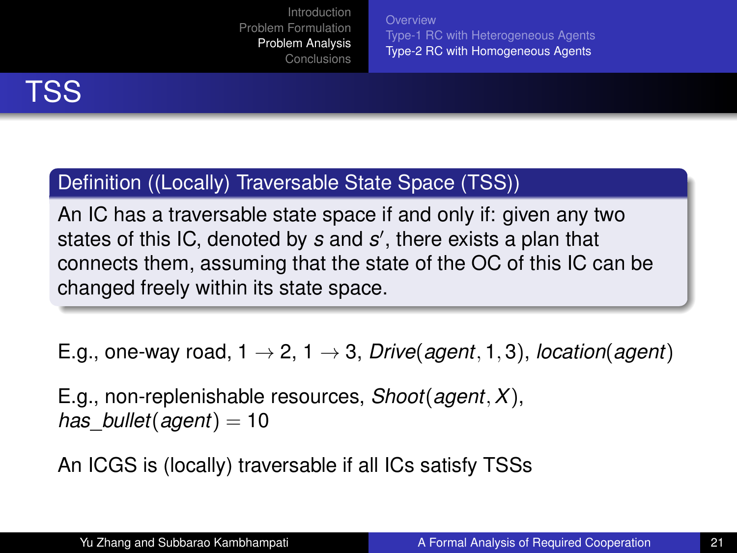# TSS

**Definition ((Locally) Traversable State Space (TSS))**

An IC has a traversable state space if and only if: given any two states of this IC, denoted by $s$ and $s'$, there exists a plan that connects them, assuming that the state of the OC of this IC can be changed freely within its state space.

E.g., one-way road, $1 \rightarrow 2$, $1 \rightarrow 3$, $Drive(agent, 1, 3)$, $location(agent)$

E.g., non-replenishable resources, $Shoot(agent, X)$, $has\_bullet(agent) = 10$

An ICGS is (locally) traversable if all ICs satisfy TSSs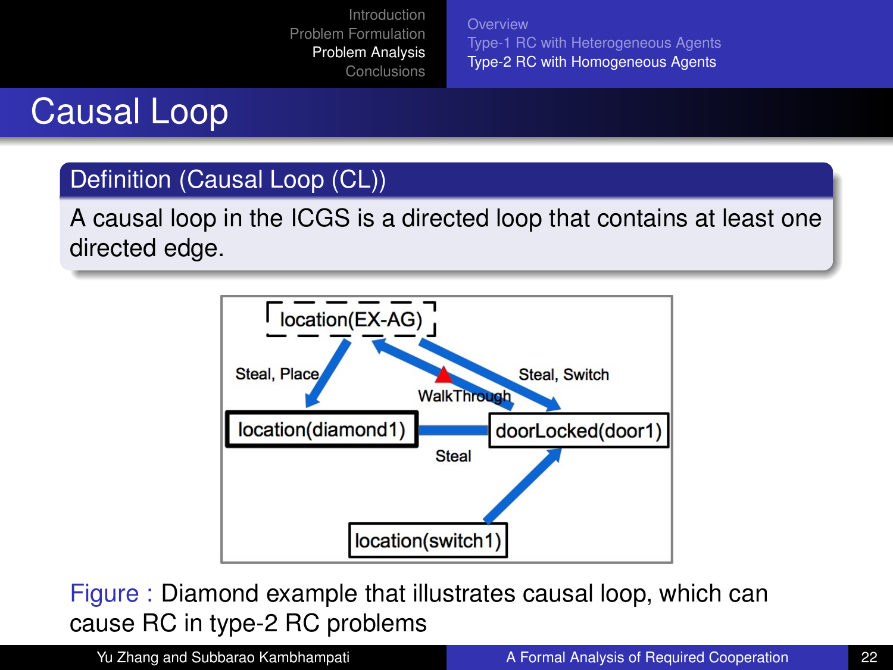# Causal Loop

**Definition (Causal Loop (CL))**

A causal loop in the ICGS is a directed loop that contains at least one directed edge.

location(EX-AG)

Steal, Place

WalkThrough

Steal, Switch

location(diamond1)

doorLocked(door1)

Steal

location(switch1)

Figure : Diamond example that illustrates causal loop, which can cause RC in type-2 RC problems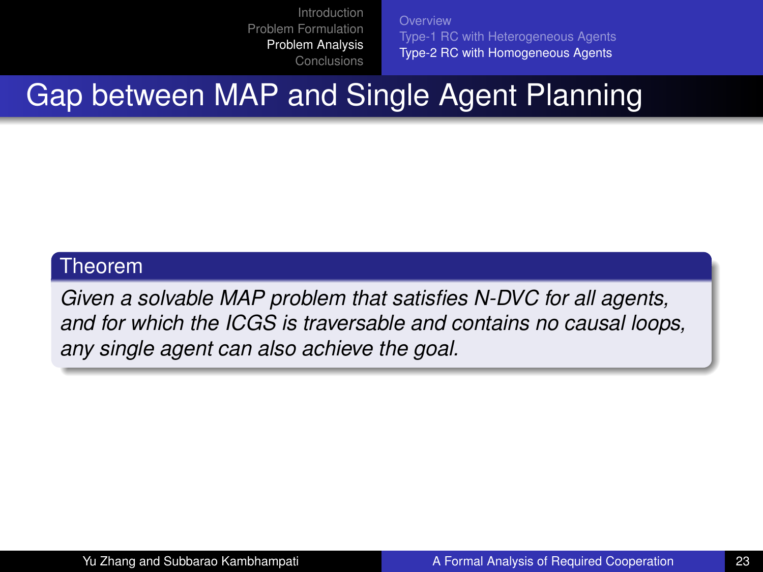# Gap between MAP and Single Agent Planning

**Theorem**

*Given a solvable MAP problem that satisfies N-DVC for all agents, and for which the ICGS is traversable and contains no causal loops, any single agent can also achieve the goal.*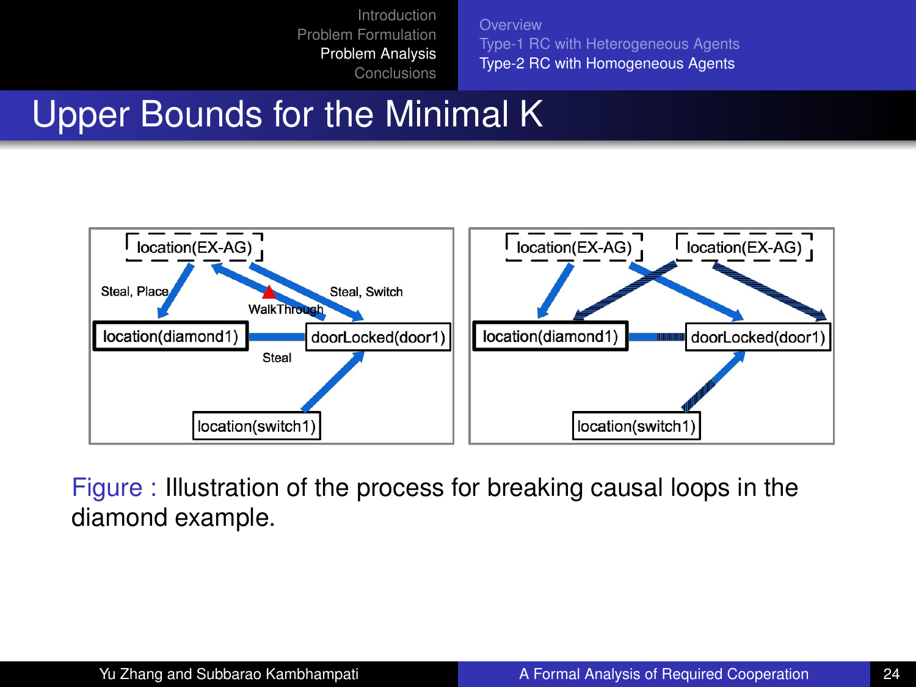# Upper Bounds for the Minimal K

Figure : Illustration of the process for breaking causal loops in the diamond example.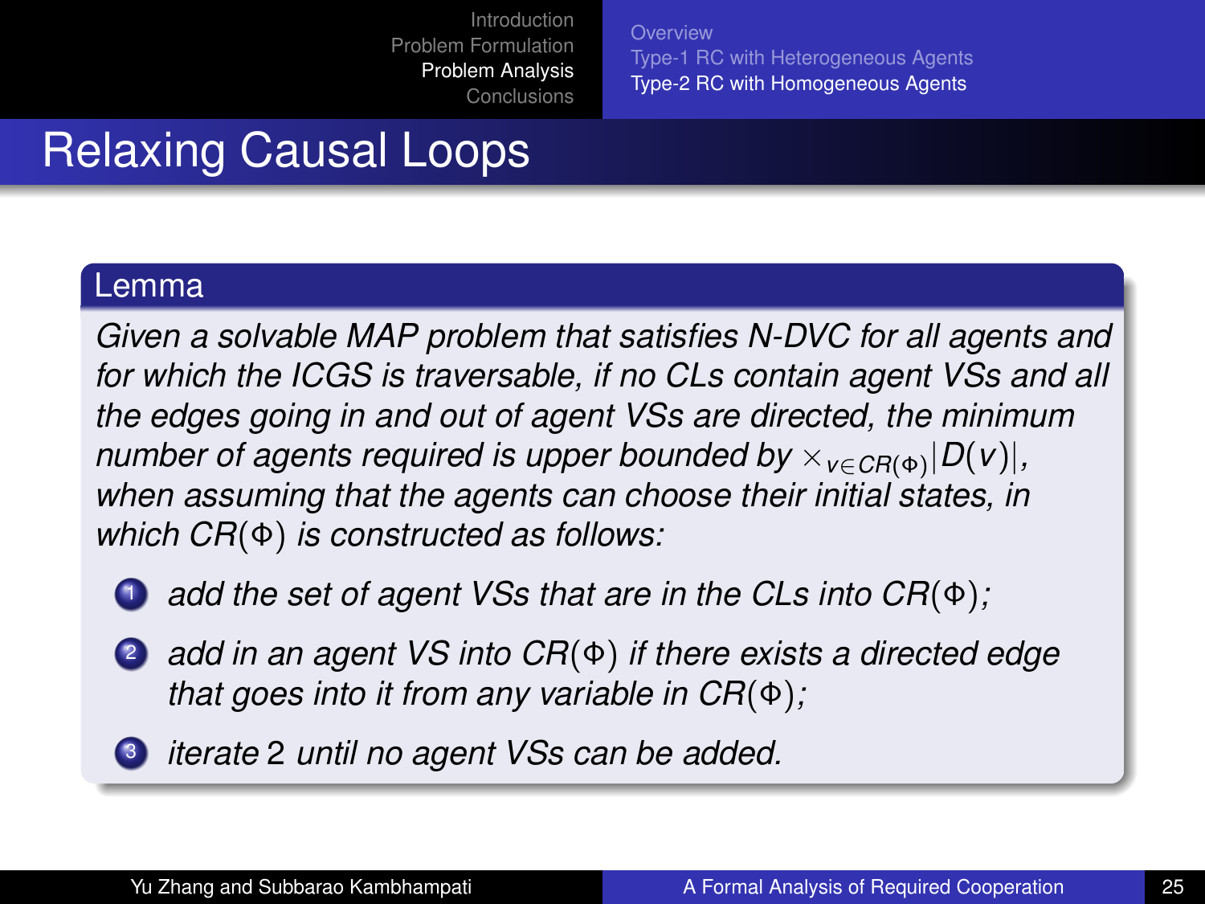# Relaxing Causal Loops

**Lemma**

*Given a solvable MAP problem that satisfies N-DVC for all agents and for which the ICGS is traversable, if no CLs contain agent VSs and all the edges going in and out of agent VSs are directed, the minimum number of agents required is upper bounded by $\times_{v \in CR(\Phi)} |D(v)|$, when assuming that the agents can choose their initial states, in which $CR(\Phi)$ is constructed as follows:*

1. *add the set of agent VSs that are in the CLs into $CR(\Phi)$;*
2. *add in an agent VS into $CR(\Phi)$ if there exists a directed edge that goes into it from any variable in $CR(\Phi)$;*
3. *iterate 2 until no agent VSs can be added.*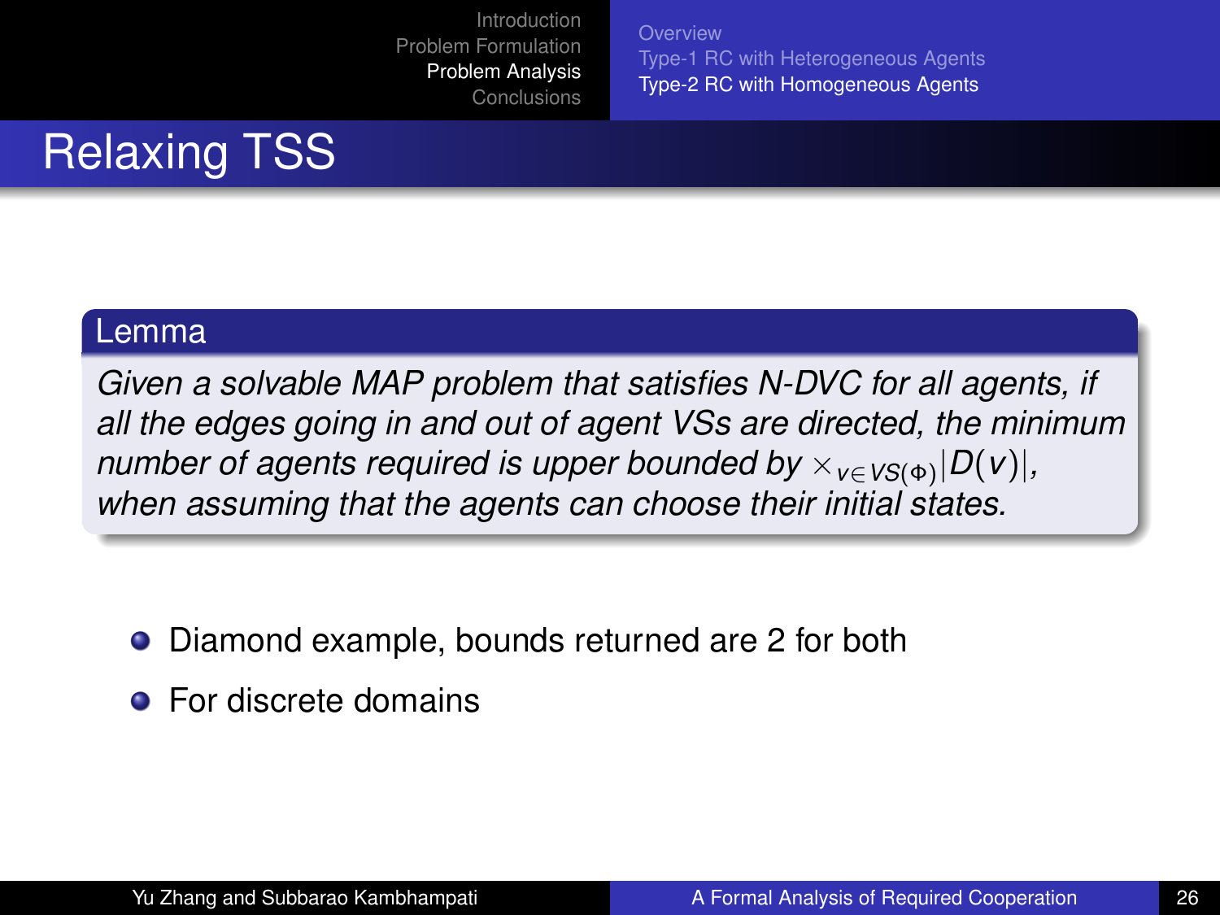# Relaxing TSS

**Lemma**

*Given a solvable MAP problem that satisfies N-DVC for all agents, if all the edges going in and out of agent VSs are directed, the minimum number of agents required is upper bounded by $\times_{v \in VS(\Phi)} |D(v)|$, when assuming that the agents can choose their initial states.*

- Diamond example, bounds returned are 2 for both
- For discrete domains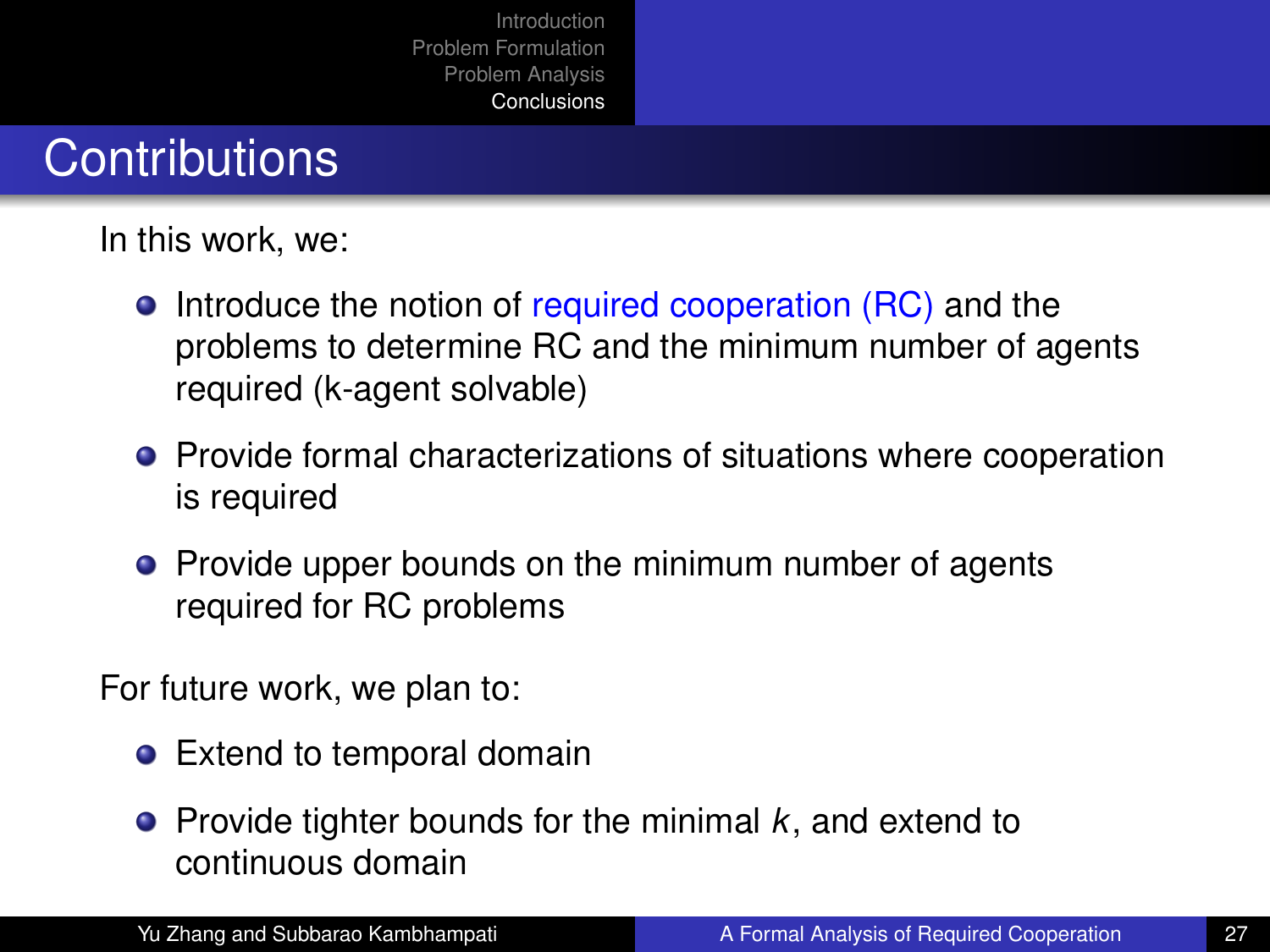# Contributions

In this work, we:

- Introduce the notion of required cooperation (RC) and the problems to determine RC and the minimum number of agents required (k-agent solvable)
- Provide formal characterizations of situations where cooperation is required
- Provide upper bounds on the minimum number of agents required for RC problems

For future work, we plan to:

- Extend to temporal domain
- Provide tighter bounds for the minimal $k$, and extend to continuous domain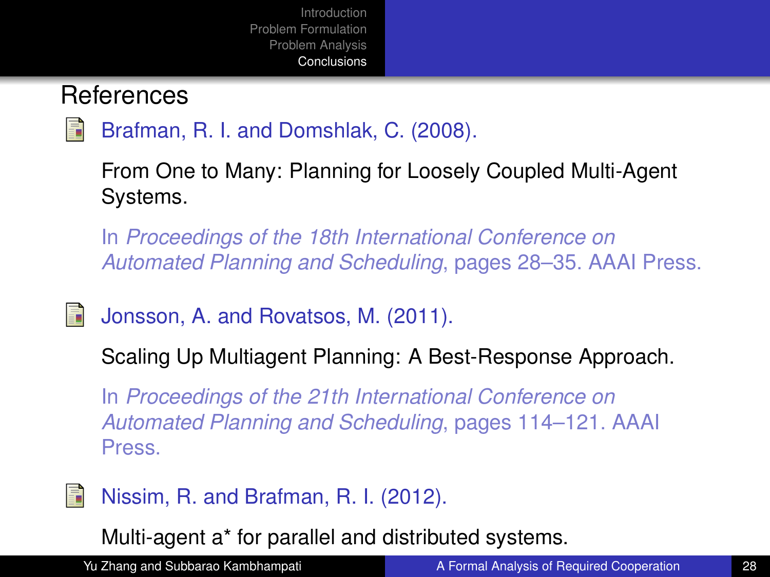## References

- Brafman, R. I. and Domshlak, C. (2008).

  From One to Many: Planning for Loosely Coupled Multi-Agent Systems.

  In *Proceedings of the 18th International Conference on Automated Planning and Scheduling*, pages 28–35. AAAI Press.

- Jonsson, A. and Rovatsos, M. (2011).

  Scaling Up Multiagent Planning: A Best-Response Approach.

  In *Proceedings of the 21th International Conference on Automated Planning and Scheduling*, pages 114–121. AAAI Press.

- Nissim, R. and Brafman, R. I. (2012).

  Multi-agent a* for parallel and distributed systems.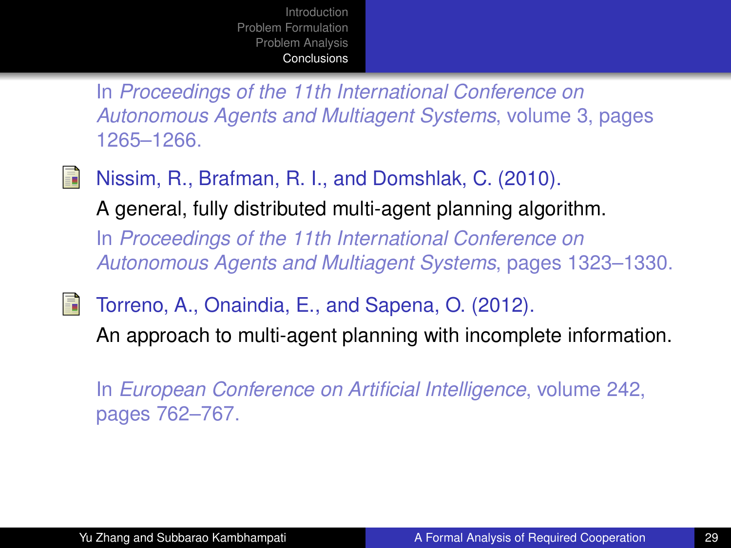In *Proceedings of the 11th International Conference on Autonomous Agents and Multiagent Systems*, volume 3, pages 1265–1266.

Nissim, R., Brafman, R. I., and Domshlak, C. (2010).
A general, fully distributed multi-agent planning algorithm.
In *Proceedings of the 11th International Conference on Autonomous Agents and Multiagent Systems*, pages 1323–1330.

Torreno, A., Onaindia, E., and Sapena, O. (2012).
An approach to multi-agent planning with incomplete information.
In *European Conference on Artificial Intelligence*, volume 242, pages 762–767.